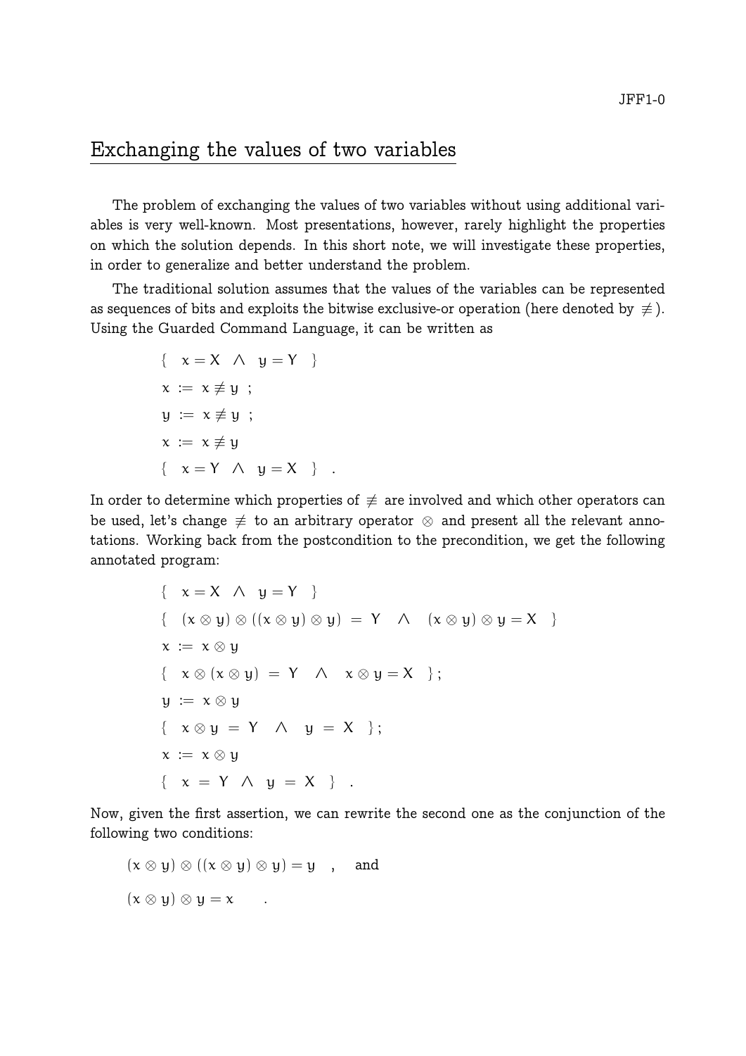# Exchanging the values of two variables

The problem of exchanging the values of two variables without using additional variables is very well-known. Most presentations, however, rarely highlight the properties on which the solution depends. In this short note, we will investigate these properties, in order to generalize and better understand the problem.

The traditional solution assumes that the values of the variables can be represented as sequences of bits and exploits the bitwise exclusive-or operation (here denoted by $\not\equiv$). Using the Guarded Command Language, it can be written as

$$
\begin{array}{l}
\{\quad x = X \ \wedge \ y = Y \quad\} \\
x \ := \ x \not\equiv y \ ; \\
y \ := \ x \not\equiv y \ ; \\
x \ := \ x \not\equiv y \\
\{\quad x = Y \ \wedge \ y = X \quad\} \ .
\end{array}
$$

In order to determine which properties of $\not\equiv$ are involved and which other operators can be used, let's change $\not\equiv$ to an arbitrary operator $\otimes$ and present all the relevant annotations. Working back from the postcondition to the precondition, we get the following annotated program:

$$
\begin{array}{l}
\{\quad x = X \ \wedge \ y = Y \quad\} \\
\{\quad (x \otimes y) \otimes ((x \otimes y) \otimes y) \ = \ Y \quad \wedge \quad (x \otimes y) \otimes y = X \quad\} \\
x \ := \ x \otimes y \\
\{\quad x \otimes (x \otimes y) \ = \ Y \quad \wedge \quad x \otimes y = X \quad\} \ ; \\
y \ := \ x \otimes y \\
\{\quad x \otimes y \ = \ Y \quad \wedge \quad y \ = \ X \quad\} \ ; \\
x \ := \ x \otimes y \\
\{\quad x \ = \ Y \ \wedge \ y \ = \ X \quad\} \ .
\end{array}
$$

Now, given the first assertion, we can rewrite the second one as the conjunction of the following two conditions:

$$(x \otimes y) \otimes ((x \otimes y) \otimes y) = y \quad , \quad \text{and}$$

$$(x \otimes y) \otimes y = x \qquad .$$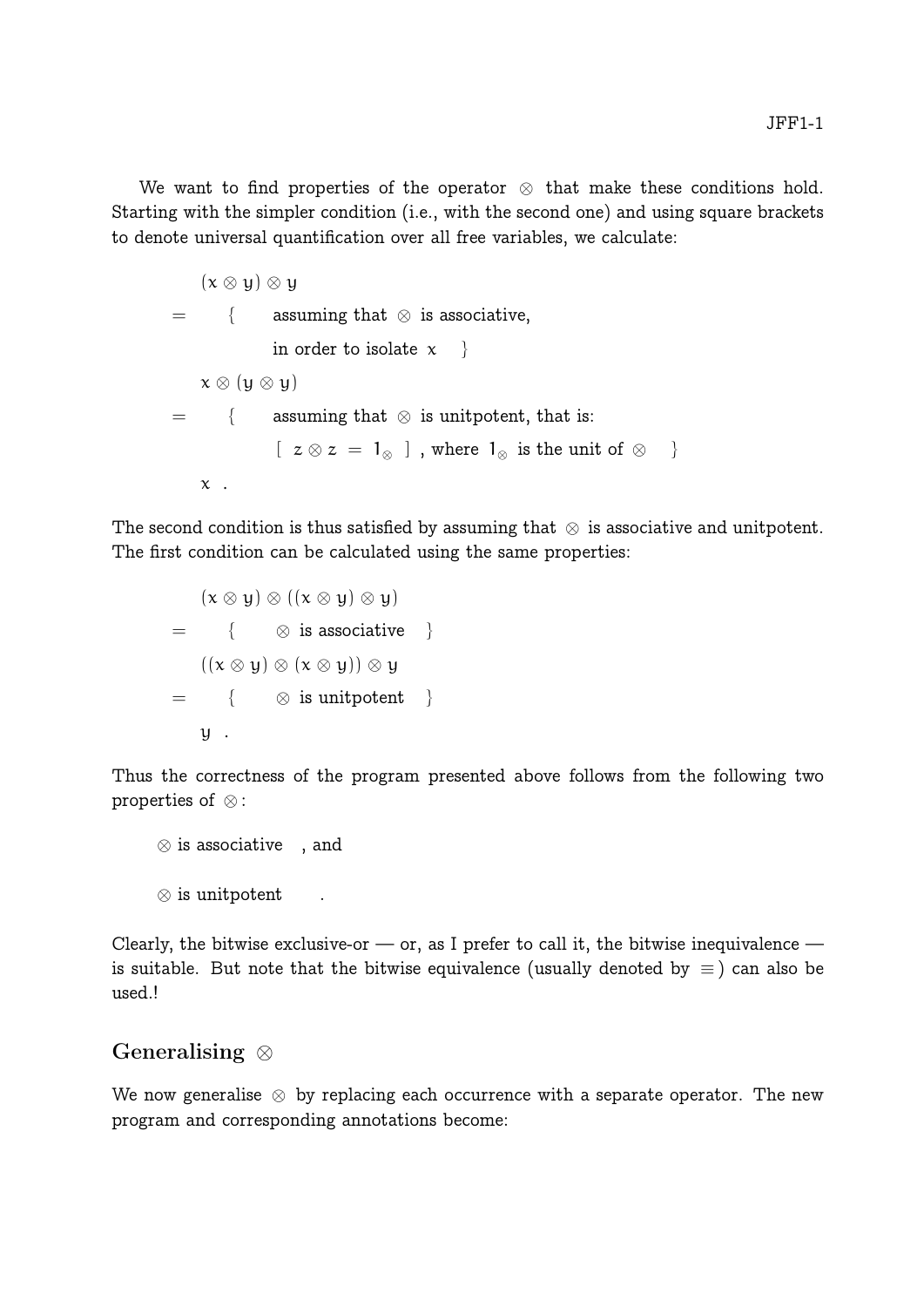We want to find properties of the operator $\otimes$ that make these conditions hold. Starting with the simpler condition (i.e., with the second one) and using square brackets to denote universal quantification over all free variables, we calculate:

$$
\begin{array}{ll}
 & (x \otimes y) \otimes y \\
= & \{ \quad \text{assuming that } \otimes \text{ is associative,} \\
 & \quad\ \ \text{in order to isolate } x \quad \} \\
 & x \otimes (y \otimes y) \\
= & \{ \quad \text{assuming that } \otimes \text{ is unitpotent, that is:} \\
 & \quad\ \ [\ z \otimes z \ = \ 1_{\otimes}\ ] \text{ , where } 1_{\otimes} \text{ is the unit of } \otimes \quad \} \\
 & x \ .
\end{array}
$$

The second condition is thus satisfied by assuming that $\otimes$ is associative and unitpotent. The first condition can be calculated using the same properties:

$$
\begin{array}{ll}
 & (x \otimes y) \otimes ((x \otimes y) \otimes y) \\
= & \{ \quad \otimes \text{ is associative} \quad \} \\
 & ((x \otimes y) \otimes (x \otimes y)) \otimes y \\
= & \{ \quad \otimes \text{ is unitpotent} \quad \} \\
 & y \ .
\end{array}
$$

Thus the correctness of the program presented above follows from the following two properties of $\otimes$:

$\otimes$ is associative , and

$\otimes$ is unitpotent .

Clearly, the bitwise exclusive-or — or, as I prefer to call it, the bitwise inequivalence — is suitable. But note that the bitwise equivalence (usually denoted by $\equiv$) can also be used.!

## Generalising $\otimes$

We now generalise $\otimes$ by replacing each occurrence with a separate operator. The new program and corresponding annotations become: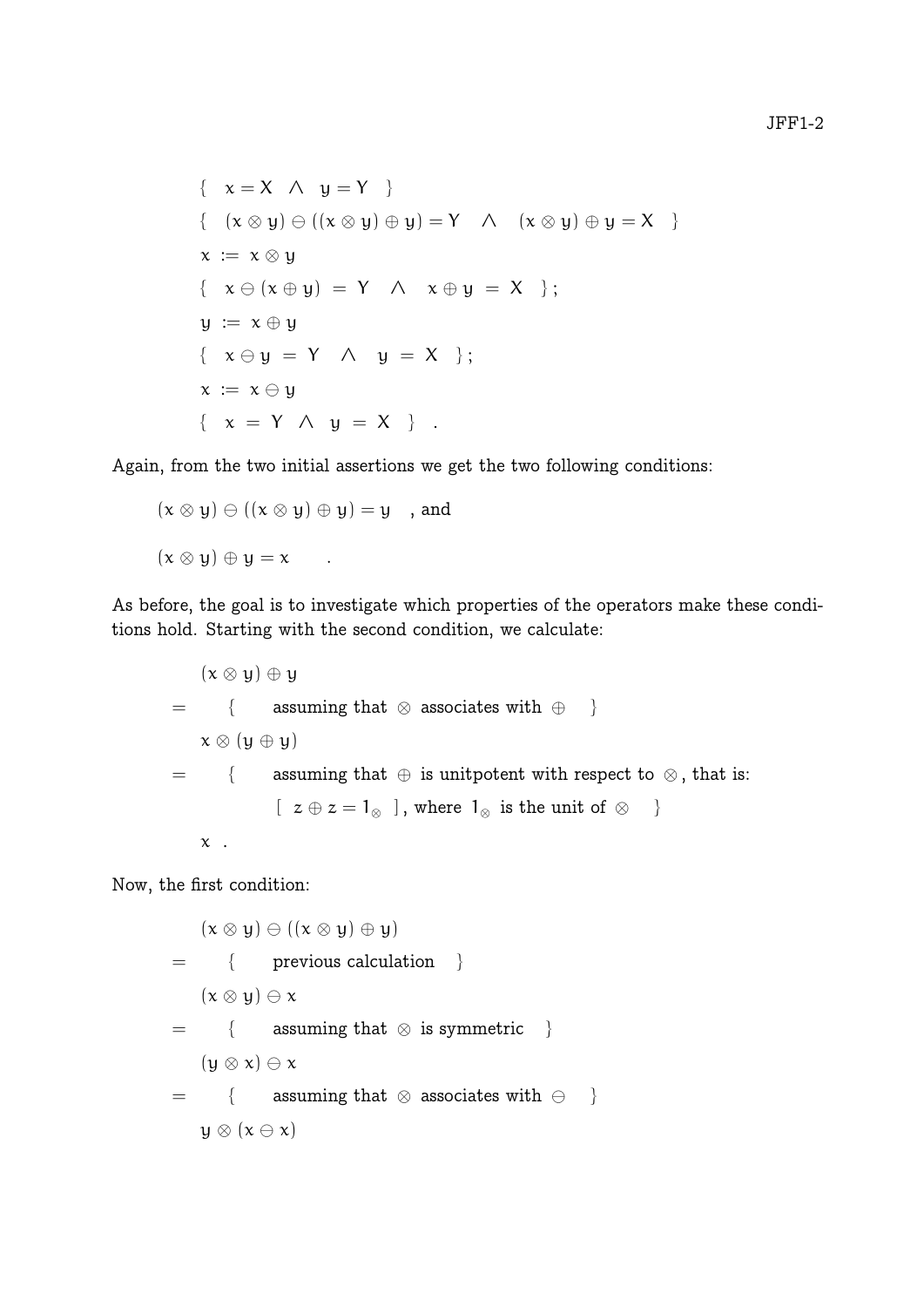$$\{ \quad x = X \ \wedge \ y = Y \quad \}$$

$$\{ \quad (x \otimes y) \ominus ((x \otimes y) \oplus y) = Y \quad \wedge \quad (x \otimes y) \oplus y = X \quad \}$$

$$x := x \otimes y$$

$$\{ \quad x \ominus (x \oplus y) \ = \ Y \quad \wedge \quad x \oplus y \ = \ X \quad \} \ ;$$

$$y := x \oplus y$$

$$\{ \quad x \ominus y \ = \ Y \quad \wedge \quad y \ = \ X \quad \} \ ;$$

$$x := x \ominus y$$

$$\{ \quad x \ = \ Y \ \wedge \ y \ = \ X \quad \} \quad .$$

Again, from the two initial assertions we get the two following conditions:

$(x \otimes y) \ominus ((x \otimes y) \oplus y) = y$ , and

$(x \otimes y) \oplus y = x$ .

As before, the goal is to investigate which properties of the operators make these conditions hold. Starting with the second condition, we calculate:

$$\begin{array}{ll}
 & (x \otimes y) \oplus y \\
= & \{ \quad \text{assuming that } \otimes \text{ associates with } \oplus \quad \} \\
 & x \otimes (y \oplus y) \\
= & \{ \quad \text{assuming that } \oplus \text{ is unitpotent with respect to } \otimes \text{, that is:} \\
 & \qquad [\ z \oplus z = 1_{\otimes}\ ] \text{, where } 1_{\otimes} \text{ is the unit of } \otimes \quad \} \\
 & x \ .
\end{array}$$

Now, the first condition:

$$\begin{array}{ll}
 & (x \otimes y) \ominus ((x \otimes y) \oplus y) \\
= & \{ \quad \text{previous calculation} \quad \} \\
 & (x \otimes y) \ominus x \\
= & \{ \quad \text{assuming that } \otimes \text{ is symmetric} \quad \} \\
 & (y \otimes x) \ominus x \\
= & \{ \quad \text{assuming that } \otimes \text{ associates with } \ominus \quad \} \\
 & y \otimes (x \ominus x)
\end{array}$$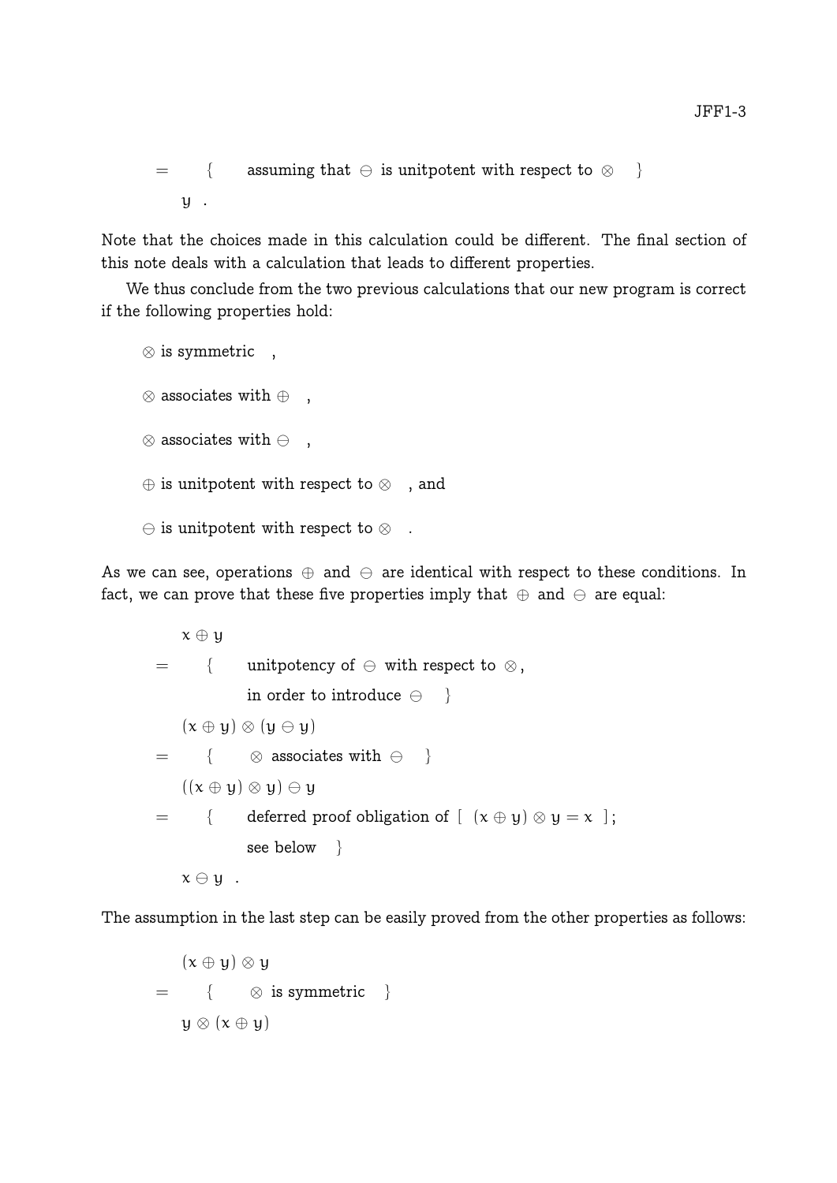$$
\begin{array}{ll}
= & \{ \quad \text{assuming that } \ominus \text{ is unitpotent with respect to } \otimes \quad \} \\
& y \quad .
\end{array}
$$

Note that the choices made in this calculation could be different. The final section of this note deals with a calculation that leads to different properties.

We thus conclude from the two previous calculations that our new program is correct if the following properties hold:

$\otimes$ is symmetric ,

$\otimes$ associates with $\oplus$ ,

$\otimes$ associates with $\ominus$ ,

$\oplus$ is unitpotent with respect to $\otimes$ , and

$\ominus$ is unitpotent with respect to $\otimes$ .

As we can see, operations $\oplus$ and $\ominus$ are identical with respect to these conditions. In fact, we can prove that these five properties imply that $\oplus$ and $\ominus$ are equal:

$$
\begin{array}{ll}
& x \oplus y \\
= & \{ \quad \text{unitpotency of } \ominus \text{ with respect to } \otimes, \\
& \quad\;\; \text{in order to introduce } \ominus \quad \} \\
& (x \oplus y) \otimes (y \ominus y) \\
= & \{ \quad \otimes \text{ associates with } \ominus \quad \} \\
& ((x \oplus y) \otimes y) \ominus y \\
= & \{ \quad \text{deferred proof obligation of } [\ (x \oplus y) \otimes y = x \ ]; \\
& \quad\;\; \text{see below} \quad \} \\
& x \ominus y \quad .
\end{array}
$$

The assumption in the last step can be easily proved from the other properties as follows:

$$
\begin{array}{ll}
& (x \oplus y) \otimes y \\
= & \{ \quad \otimes \text{ is symmetric} \quad \} \\
& y \otimes (x \oplus y)
\end{array}
$$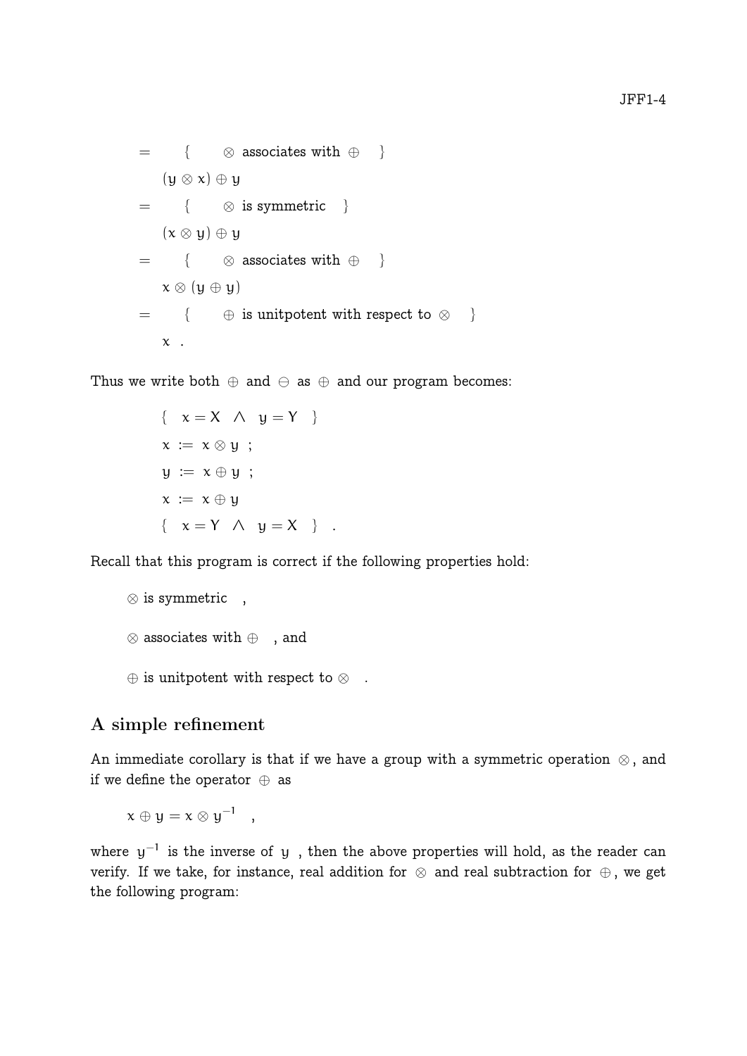$$
\begin{array}{ll}
= & \{ \quad \otimes \text{ associates with } \oplus \quad \} \\
& (y \otimes x) \oplus y \\
= & \{ \quad \otimes \text{ is symmetric} \quad \} \\
& (x \otimes y) \oplus y \\
= & \{ \quad \otimes \text{ associates with } \oplus \quad \} \\
& x \otimes (y \oplus y) \\
= & \{ \quad \oplus \text{ is unitpotent with respect to } \otimes \quad \} \\
& x \ .
\end{array}
$$

Thus we write both $\oplus$ and $\ominus$ as $\oplus$ and our program becomes:

$$
\begin{array}{l}
\{ \quad x = X \ \wedge \ y = Y \quad \} \\
x := x \otimes y \ ; \\
y := x \oplus y \ ; \\
x := x \oplus y \\
\{ \quad x = Y \ \wedge \ y = X \quad \} \quad .
\end{array}
$$

Recall that this program is correct if the following properties hold:

$\otimes$ is symmetric ,

$\otimes$ associates with $\oplus$ , and

$\oplus$ is unitpotent with respect to $\otimes$ .

## A simple refinement

An immediate corollary is that if we have a group with a symmetric operation $\otimes$, and if we define the operator $\oplus$ as

$$x \oplus y = x \otimes y^{-1} \quad ,$$

where $y^{-1}$ is the inverse of $y$ , then the above properties will hold, as the reader can verify. If we take, for instance, real addition for $\otimes$ and real subtraction for $\oplus$, we get the following program: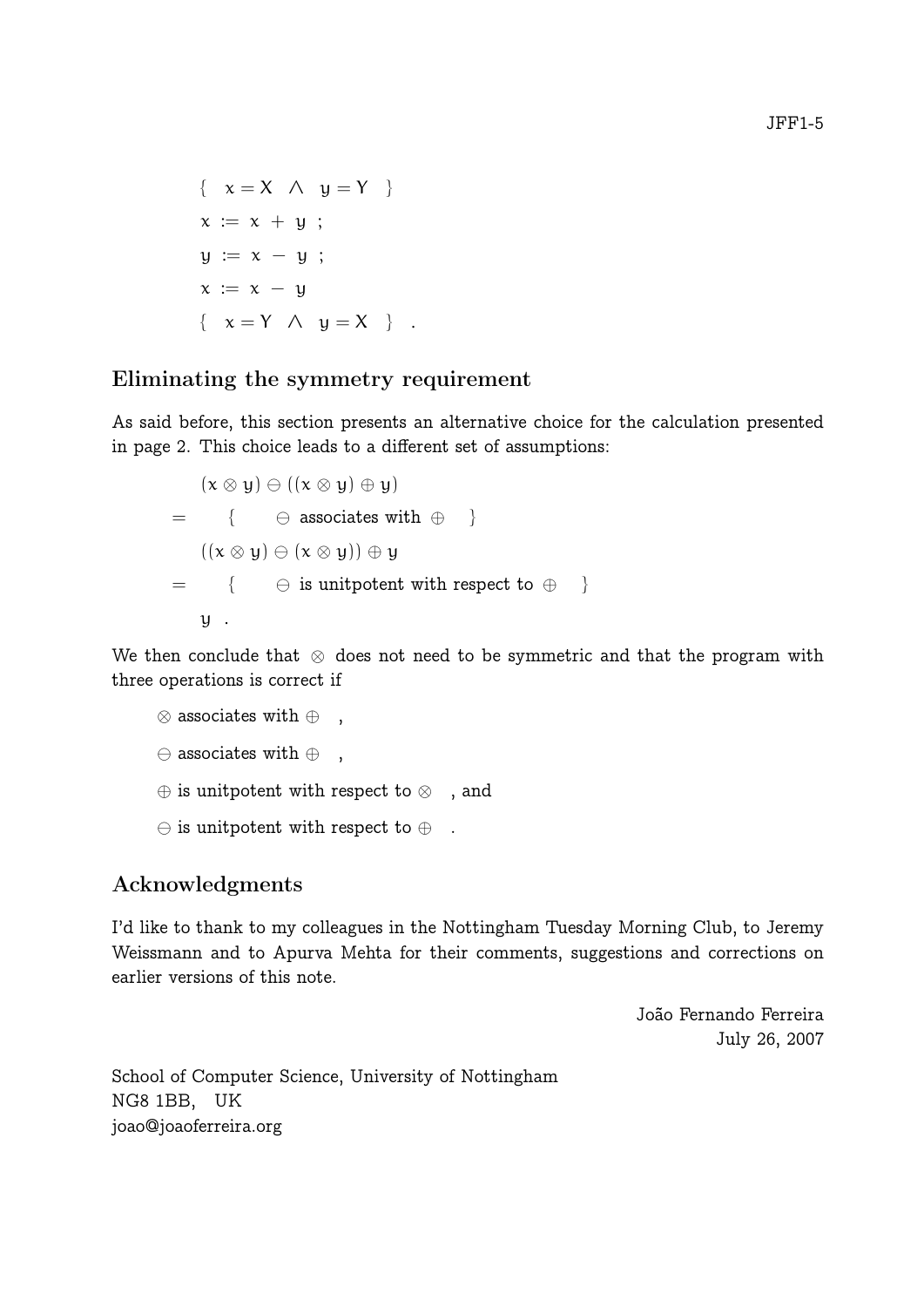$$
\begin{aligned}
&\{\ \ x = X \ \wedge\ y = Y\ \ \}\\
&x := x + y\ ;\\
&y := x - y\ ;\\
&x := x - y\\
&\{\ \ x = Y \ \wedge\ y = X\ \ \}\ \ .
\end{aligned}
$$

## Eliminating the symmetry requirement

As said before, this section presents an alternative choice for the calculation presented in page 2. This choice leads to a different set of assumptions:

$$
\begin{aligned}
& (x \otimes y) \ominus ((x \otimes y) \oplus y)\\
= \quad & \{\quad \ominus \text{ associates with } \oplus \quad\}\\
& ((x \otimes y) \ominus (x \otimes y)) \oplus y\\
= \quad & \{\quad \ominus \text{ is unitpotent with respect to } \oplus \quad\}\\
& y\ \ .
\end{aligned}
$$

We then conclude that $\otimes$ does not need to be symmetric and that the program with three operations is correct if

- $\otimes$ associates with $\oplus$ ,
- $\ominus$ associates with $\oplus$ ,
- $\oplus$ is unitpotent with respect to $\otimes$ , and
- $\ominus$ is unitpotent with respect to $\oplus$ .

## Acknowledgments

I'd like to thank to my colleagues in the Nottingham Tuesday Morning Club, to Jeremy Weissmann and to Apurva Mehta for their comments, suggestions and corrections on earlier versions of this note.

João Fernando Ferreira
July 26, 2007

School of Computer Science, University of Nottingham
NG8 1BB, UK
joao@joaoferreira.org